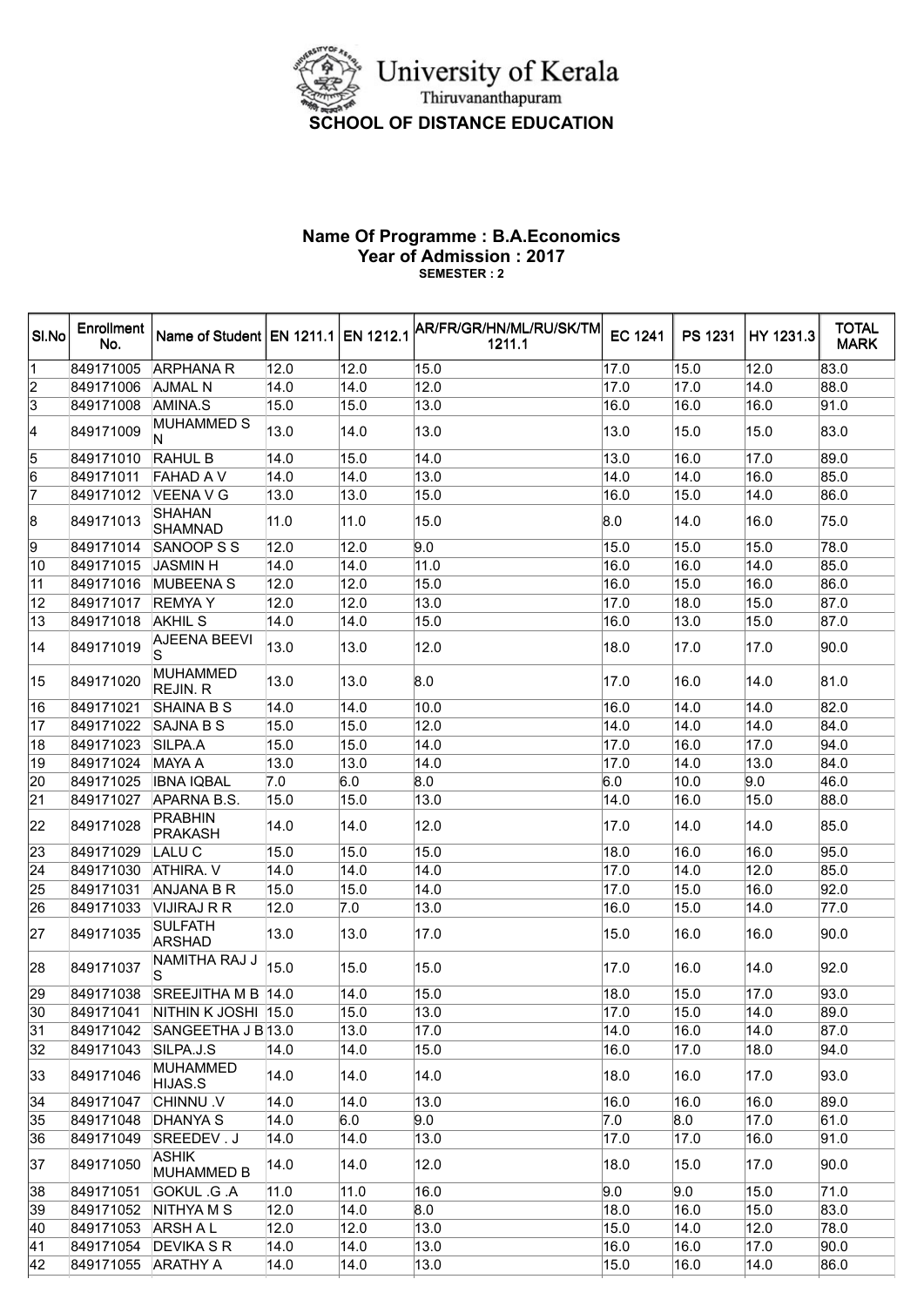# University of Kerala

Thiruvananthapuram

**SCHOOL OF DISTANCE EDUCATION**

**Name Of Programme : B.A.Economics**
**Year of Admission : 2017**
**SEMESTER : 2**

| Sl.No | Enrollment No. | Name of Student | EN 1211.1 | EN 1212.1 | AR/FR/GR/HN/ML/RU/SK/TM 1211.1 | EC 1241 | PS 1231 | HY 1231.3 | TOTAL MARK |
|---|---|---|---|---|---|---|---|---|---|
| 1 | 849171005 | ARPHANA R | 12.0 | 12.0 | 15.0 | 17.0 | 15.0 | 12.0 | 83.0 |
| 2 | 849171006 | AJMAL N | 14.0 | 14.0 | 12.0 | 17.0 | 17.0 | 14.0 | 88.0 |
| 3 | 849171008 | AMINA.S | 15.0 | 15.0 | 13.0 | 16.0 | 16.0 | 16.0 | 91.0 |
| 4 | 849171009 | MUHAMMED S N | 13.0 | 14.0 | 13.0 | 13.0 | 15.0 | 15.0 | 83.0 |
| 5 | 849171010 | RAHUL B | 14.0 | 15.0 | 14.0 | 13.0 | 16.0 | 17.0 | 89.0 |
| 6 | 849171011 | FAHAD A V | 14.0 | 14.0 | 13.0 | 14.0 | 14.0 | 16.0 | 85.0 |
| 7 | 849171012 | VEENA V G | 13.0 | 13.0 | 15.0 | 16.0 | 15.0 | 14.0 | 86.0 |
| 8 | 849171013 | SHAHAN SHAMNAD | 11.0 | 11.0 | 15.0 | 8.0 | 14.0 | 16.0 | 75.0 |
| 9 | 849171014 | SANOOP S S | 12.0 | 12.0 | 9.0 | 15.0 | 15.0 | 15.0 | 78.0 |
| 10 | 849171015 | JASMIN H | 14.0 | 14.0 | 11.0 | 16.0 | 16.0 | 14.0 | 85.0 |
| 11 | 849171016 | MUBEENA S | 12.0 | 12.0 | 15.0 | 16.0 | 15.0 | 16.0 | 86.0 |
| 12 | 849171017 | REMYA Y | 12.0 | 12.0 | 13.0 | 17.0 | 18.0 | 15.0 | 87.0 |
| 13 | 849171018 | AKHIL S | 14.0 | 14.0 | 15.0 | 16.0 | 13.0 | 15.0 | 87.0 |
| 14 | 849171019 | AJEENA BEEVI S | 13.0 | 13.0 | 12.0 | 18.0 | 17.0 | 17.0 | 90.0 |
| 15 | 849171020 | MUHAMMED REJIN. R | 13.0 | 13.0 | 8.0 | 17.0 | 16.0 | 14.0 | 81.0 |
| 16 | 849171021 | SHAINA B S | 14.0 | 14.0 | 10.0 | 16.0 | 14.0 | 14.0 | 82.0 |
| 17 | 849171022 | SAJNA B S | 15.0 | 15.0 | 12.0 | 14.0 | 14.0 | 14.0 | 84.0 |
| 18 | 849171023 | SILPA.A | 15.0 | 15.0 | 14.0 | 17.0 | 16.0 | 17.0 | 94.0 |
| 19 | 849171024 | MAYA A | 13.0 | 13.0 | 14.0 | 17.0 | 14.0 | 13.0 | 84.0 |
| 20 | 849171025 | IBNA IQBAL | 7.0 | 6.0 | 8.0 | 6.0 | 10.0 | 9.0 | 46.0 |
| 21 | 849171027 | APARNA B.S. | 15.0 | 15.0 | 13.0 | 14.0 | 16.0 | 15.0 | 88.0 |
| 22 | 849171028 | PRABHIN PRAKASH | 14.0 | 14.0 | 12.0 | 17.0 | 14.0 | 14.0 | 85.0 |
| 23 | 849171029 | LALU C | 15.0 | 15.0 | 15.0 | 18.0 | 16.0 | 16.0 | 95.0 |
| 24 | 849171030 | ATHIRA. V | 14.0 | 14.0 | 14.0 | 17.0 | 14.0 | 12.0 | 85.0 |
| 25 | 849171031 | ANJANA B R | 15.0 | 15.0 | 14.0 | 17.0 | 15.0 | 16.0 | 92.0 |
| 26 | 849171033 | VIJIRAJ R R | 12.0 | 7.0 | 13.0 | 16.0 | 15.0 | 14.0 | 77.0 |
| 27 | 849171035 | SULFATH ARSHAD | 13.0 | 13.0 | 17.0 | 15.0 | 16.0 | 16.0 | 90.0 |
| 28 | 849171037 | NAMITHA RAJ J S | 15.0 | 15.0 | 15.0 | 17.0 | 16.0 | 14.0 | 92.0 |
| 29 | 849171038 | SREEJITHA M B | 14.0 | 14.0 | 15.0 | 18.0 | 15.0 | 17.0 | 93.0 |
| 30 | 849171041 | NITHIN K JOSHI | 15.0 | 15.0 | 13.0 | 17.0 | 15.0 | 14.0 | 89.0 |
| 31 | 849171042 | SANGEETHA J B | 13.0 | 13.0 | 17.0 | 14.0 | 16.0 | 14.0 | 87.0 |
| 32 | 849171043 | SILPA.J.S | 14.0 | 14.0 | 15.0 | 16.0 | 17.0 | 18.0 | 94.0 |
| 33 | 849171046 | MUHAMMED HIJAS.S | 14.0 | 14.0 | 14.0 | 18.0 | 16.0 | 17.0 | 93.0 |
| 34 | 849171047 | CHINNU .V | 14.0 | 14.0 | 13.0 | 16.0 | 16.0 | 16.0 | 89.0 |
| 35 | 849171048 | DHANYA S | 14.0 | 6.0 | 9.0 | 7.0 | 8.0 | 17.0 | 61.0 |
| 36 | 849171049 | SREEDEV . J | 14.0 | 14.0 | 13.0 | 17.0 | 17.0 | 16.0 | 91.0 |
| 37 | 849171050 | ASHIK MUHAMMED B | 14.0 | 14.0 | 12.0 | 18.0 | 15.0 | 17.0 | 90.0 |
| 38 | 849171051 | GOKUL .G .A | 11.0 | 11.0 | 16.0 | 9.0 | 9.0 | 15.0 | 71.0 |
| 39 | 849171052 | NITHYA M S | 12.0 | 14.0 | 8.0 | 18.0 | 16.0 | 15.0 | 83.0 |
| 40 | 849171053 | ARSH A L | 12.0 | 12.0 | 13.0 | 15.0 | 14.0 | 12.0 | 78.0 |
| 41 | 849171054 | DEVIKA S R | 14.0 | 14.0 | 13.0 | 16.0 | 16.0 | 17.0 | 90.0 |
| 42 | 849171055 | ARATHY A | 14.0 | 14.0 | 13.0 | 15.0 | 16.0 | 14.0 | 86.0 |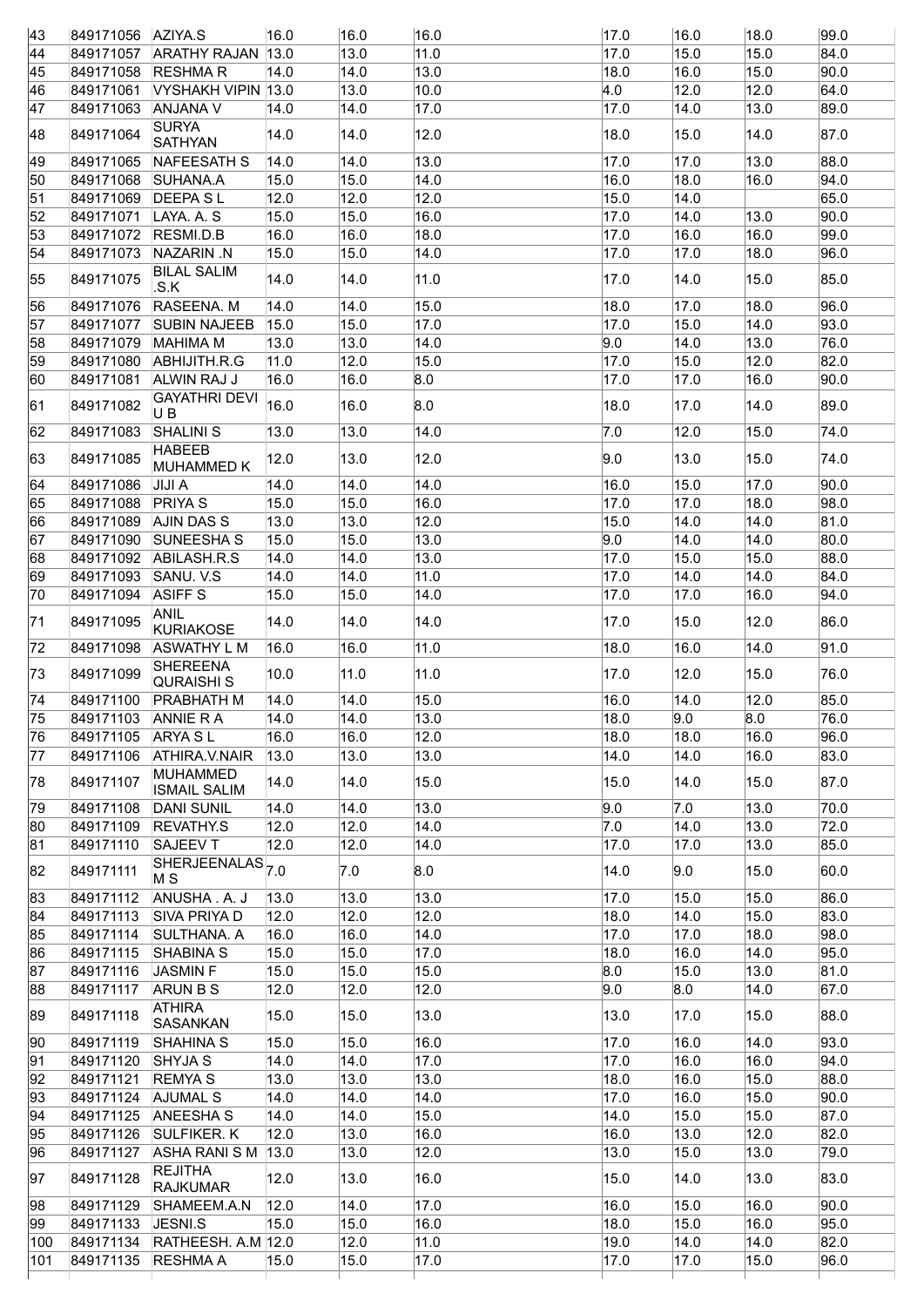| | | | | | | | | | |
|---|---|---|---|---|---|---|---|---|---|
| 43 | 849171056 | AZIYA.S | 16.0 | 16.0 | 16.0 | 17.0 | 16.0 | 18.0 | 99.0 |
| 44 | 849171057 | ARATHY RAJAN | 13.0 | 13.0 | 11.0 | 17.0 | 15.0 | 15.0 | 84.0 |
| 45 | 849171058 | RESHMA R | 14.0 | 14.0 | 13.0 | 18.0 | 16.0 | 15.0 | 90.0 |
| 46 | 849171061 | VYSHAKH VIPIN | 13.0 | 13.0 | 10.0 | 4.0 | 12.0 | 12.0 | 64.0 |
| 47 | 849171063 | ANJANA V | 14.0 | 14.0 | 17.0 | 17.0 | 14.0 | 13.0 | 89.0 |
| 48 | 849171064 | SURYA SATHYAN | 14.0 | 14.0 | 12.0 | 18.0 | 15.0 | 14.0 | 87.0 |
| 49 | 849171065 | NAFEESATH S | 14.0 | 14.0 | 13.0 | 17.0 | 17.0 | 13.0 | 88.0 |
| 50 | 849171068 | SUHANA.A | 15.0 | 15.0 | 14.0 | 16.0 | 18.0 | 16.0 | 94.0 |
| 51 | 849171069 | DEEPA S L | 12.0 | 12.0 | 12.0 | 15.0 | 14.0 | | 65.0 |
| 52 | 849171071 | LAYA. A. S | 15.0 | 15.0 | 16.0 | 17.0 | 14.0 | 13.0 | 90.0 |
| 53 | 849171072 | RESMI.D.B | 16.0 | 16.0 | 18.0 | 17.0 | 16.0 | 16.0 | 99.0 |
| 54 | 849171073 | NAZARIN .N | 15.0 | 15.0 | 14.0 | 17.0 | 17.0 | 18.0 | 96.0 |
| 55 | 849171075 | BILAL SALIM .S.K | 14.0 | 14.0 | 11.0 | 17.0 | 14.0 | 15.0 | 85.0 |
| 56 | 849171076 | RASEENA. M | 14.0 | 14.0 | 15.0 | 18.0 | 17.0 | 18.0 | 96.0 |
| 57 | 849171077 | SUBIN NAJEEB | 15.0 | 15.0 | 17.0 | 17.0 | 15.0 | 14.0 | 93.0 |
| 58 | 849171079 | MAHIMA M | 13.0 | 13.0 | 14.0 | 9.0 | 14.0 | 13.0 | 76.0 |
| 59 | 849171080 | ABHIJITH.R.G | 11.0 | 12.0 | 15.0 | 17.0 | 15.0 | 12.0 | 82.0 |
| 60 | 849171081 | ALWIN RAJ J | 16.0 | 16.0 | 8.0 | 17.0 | 17.0 | 16.0 | 90.0 |
| 61 | 849171082 | GAYATHRI DEVI U B | 16.0 | 16.0 | 8.0 | 18.0 | 17.0 | 14.0 | 89.0 |
| 62 | 849171083 | SHALINI S | 13.0 | 13.0 | 14.0 | 7.0 | 12.0 | 15.0 | 74.0 |
| 63 | 849171085 | HABEEB MUHAMMED K | 12.0 | 13.0 | 12.0 | 9.0 | 13.0 | 15.0 | 74.0 |
| 64 | 849171086 | JIJI A | 14.0 | 14.0 | 14.0 | 16.0 | 15.0 | 17.0 | 90.0 |
| 65 | 849171088 | PRIYA S | 15.0 | 15.0 | 16.0 | 17.0 | 17.0 | 18.0 | 98.0 |
| 66 | 849171089 | AJIN DAS S | 13.0 | 13.0 | 12.0 | 15.0 | 14.0 | 14.0 | 81.0 |
| 67 | 849171090 | SUNEESHA S | 15.0 | 15.0 | 13.0 | 9.0 | 14.0 | 14.0 | 80.0 |
| 68 | 849171092 | ABILASH.R.S | 14.0 | 14.0 | 13.0 | 17.0 | 15.0 | 15.0 | 88.0 |
| 69 | 849171093 | SANU. V.S | 14.0 | 14.0 | 11.0 | 17.0 | 14.0 | 14.0 | 84.0 |
| 70 | 849171094 | ASIFF S | 15.0 | 15.0 | 14.0 | 17.0 | 17.0 | 16.0 | 94.0 |
| 71 | 849171095 | ANIL KURIAKOSE | 14.0 | 14.0 | 14.0 | 17.0 | 15.0 | 12.0 | 86.0 |
| 72 | 849171098 | ASWATHY L M | 16.0 | 16.0 | 11.0 | 18.0 | 16.0 | 14.0 | 91.0 |
| 73 | 849171099 | SHEREENA QURAISHI S | 10.0 | 11.0 | 11.0 | 17.0 | 12.0 | 15.0 | 76.0 |
| 74 | 849171100 | PRABHATH M | 14.0 | 14.0 | 15.0 | 16.0 | 14.0 | 12.0 | 85.0 |
| 75 | 849171103 | ANNIE R A | 14.0 | 14.0 | 13.0 | 18.0 | 9.0 | 8.0 | 76.0 |
| 76 | 849171105 | ARYA S L | 16.0 | 16.0 | 12.0 | 18.0 | 18.0 | 16.0 | 96.0 |
| 77 | 849171106 | ATHIRA.V.NAIR | 13.0 | 13.0 | 13.0 | 14.0 | 14.0 | 16.0 | 83.0 |
| 78 | 849171107 | MUHAMMED ISMAIL SALIM | 14.0 | 14.0 | 15.0 | 15.0 | 14.0 | 15.0 | 87.0 |
| 79 | 849171108 | DANI SUNIL | 14.0 | 14.0 | 13.0 | 9.0 | 7.0 | 13.0 | 70.0 |
| 80 | 849171109 | REVATHY.S | 12.0 | 12.0 | 14.0 | 7.0 | 14.0 | 13.0 | 72.0 |
| 81 | 849171110 | SAJEEV T | 12.0 | 12.0 | 14.0 | 17.0 | 17.0 | 13.0 | 85.0 |
| 82 | 849171111 | SHERJEENALAS M S | 7.0 | 7.0 | 8.0 | 14.0 | 9.0 | 15.0 | 60.0 |
| 83 | 849171112 | ANUSHA . A. J | 13.0 | 13.0 | 13.0 | 17.0 | 15.0 | 15.0 | 86.0 |
| 84 | 849171113 | SIVA PRIYA D | 12.0 | 12.0 | 12.0 | 18.0 | 14.0 | 15.0 | 83.0 |
| 85 | 849171114 | SULTHANA. A | 16.0 | 16.0 | 14.0 | 17.0 | 17.0 | 18.0 | 98.0 |
| 86 | 849171115 | SHABINA S | 15.0 | 15.0 | 17.0 | 18.0 | 16.0 | 14.0 | 95.0 |
| 87 | 849171116 | JASMIN F | 15.0 | 15.0 | 15.0 | 8.0 | 15.0 | 13.0 | 81.0 |
| 88 | 849171117 | ARUN B S | 12.0 | 12.0 | 12.0 | 9.0 | 8.0 | 14.0 | 67.0 |
| 89 | 849171118 | ATHIRA SASANKAN | 15.0 | 15.0 | 13.0 | 13.0 | 17.0 | 15.0 | 88.0 |
| 90 | 849171119 | SHAHINA S | 15.0 | 15.0 | 16.0 | 17.0 | 16.0 | 14.0 | 93.0 |
| 91 | 849171120 | SHYJA S | 14.0 | 14.0 | 17.0 | 17.0 | 16.0 | 16.0 | 94.0 |
| 92 | 849171121 | REMYA S | 13.0 | 13.0 | 13.0 | 18.0 | 16.0 | 15.0 | 88.0 |
| 93 | 849171124 | AJUMAL S | 14.0 | 14.0 | 14.0 | 17.0 | 16.0 | 15.0 | 90.0 |
| 94 | 849171125 | ANEESHA S | 14.0 | 14.0 | 15.0 | 14.0 | 15.0 | 15.0 | 87.0 |
| 95 | 849171126 | SULFIKER. K | 12.0 | 13.0 | 16.0 | 16.0 | 13.0 | 12.0 | 82.0 |
| 96 | 849171127 | ASHA RANI S M | 13.0 | 13.0 | 12.0 | 13.0 | 15.0 | 13.0 | 79.0 |
| 97 | 849171128 | REJITHA RAJKUMAR | 12.0 | 13.0 | 16.0 | 15.0 | 14.0 | 13.0 | 83.0 |
| 98 | 849171129 | SHAMEEM.A.N | 12.0 | 14.0 | 17.0 | 16.0 | 15.0 | 16.0 | 90.0 |
| 99 | 849171133 | JESNI.S | 15.0 | 15.0 | 16.0 | 18.0 | 15.0 | 16.0 | 95.0 |
| 100 | 849171134 | RATHEESH. A.M | 12.0 | 12.0 | 11.0 | 19.0 | 14.0 | 14.0 | 82.0 |
| 101 | 849171135 | RESHMA A | 15.0 | 15.0 | 17.0 | 17.0 | 17.0 | 15.0 | 96.0 |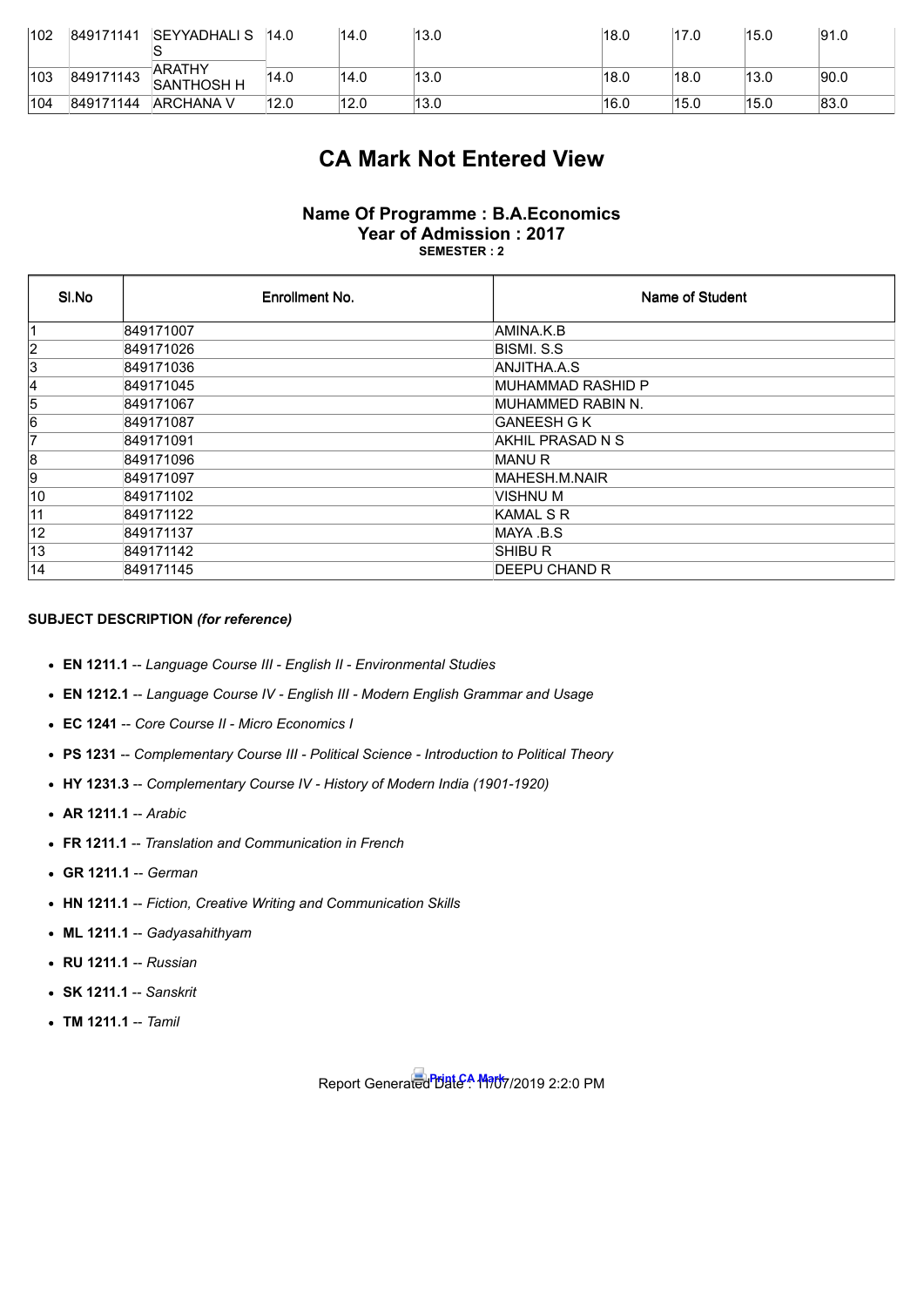| | | | | | | | | | |
|---|---|---|---|---|---|---|---|---|---|
| 102 | 849171141 | SEYYADHALI S S | 14.0 | 14.0 | 13.0 | 18.0 | 17.0 | 15.0 | 91.0 |
| 103 | 849171143 | ARATHY SANTHOSH H | 14.0 | 14.0 | 13.0 | 18.0 | 18.0 | 13.0 | 90.0 |
| 104 | 849171144 | ARCHANA V | 12.0 | 12.0 | 13.0 | 16.0 | 15.0 | 15.0 | 83.0 |

# CA Mark Not Entered View

### Name Of Programme : B.A.Economics
### Year of Admission : 2017
**SEMESTER : 2**

| Sl.No | Enrollment No. | Name of Student |
|---|---|---|
| 1 | 849171007 | AMINA.K.B |
| 2 | 849171026 | BISMI. S.S |
| 3 | 849171036 | ANJITHA.A.S |
| 4 | 849171045 | MUHAMMAD RASHID P |
| 5 | 849171067 | MUHAMMED RABIN N. |
| 6 | 849171087 | GANEESH G K |
| 7 | 849171091 | AKHIL PRASAD N S |
| 8 | 849171096 | MANU R |
| 9 | 849171097 | MAHESH.M.NAIR |
| 10 | 849171102 | VISHNU M |
| 11 | 849171122 | KAMAL S R |
| 12 | 849171137 | MAYA .B.S |
| 13 | 849171142 | SHIBU R |
| 14 | 849171145 | DEEPU CHAND R |

**SUBJECT DESCRIPTION** *(for reference)*

- **EN 1211.1** -- *Language Course III - English II - Environmental Studies*
- **EN 1212.1** -- *Language Course IV - English III - Modern English Grammar and Usage*
- **EC 1241** -- *Core Course II - Micro Economics I*
- **PS 1231** -- *Complementary Course III - Political Science - Introduction to Political Theory*
- **HY 1231.3** -- *Complementary Course IV - History of Modern India (1901-1920)*
- **AR 1211.1** -- *Arabic*
- **FR 1211.1** -- *Translation and Communication in French*
- **GR 1211.1** -- *German*
- **HN 1211.1** -- *Fiction, Creative Writing and Communication Skills*
- **ML 1211.1** -- *Gadyasahithyam*
- **RU 1211.1** -- *Russian*
- **SK 1211.1** -- *Sanskrit*
- **TM 1211.1** -- *Tamil*

Print CA Mark

Report Generated Date : 11/07/2019 2:2:0 PM